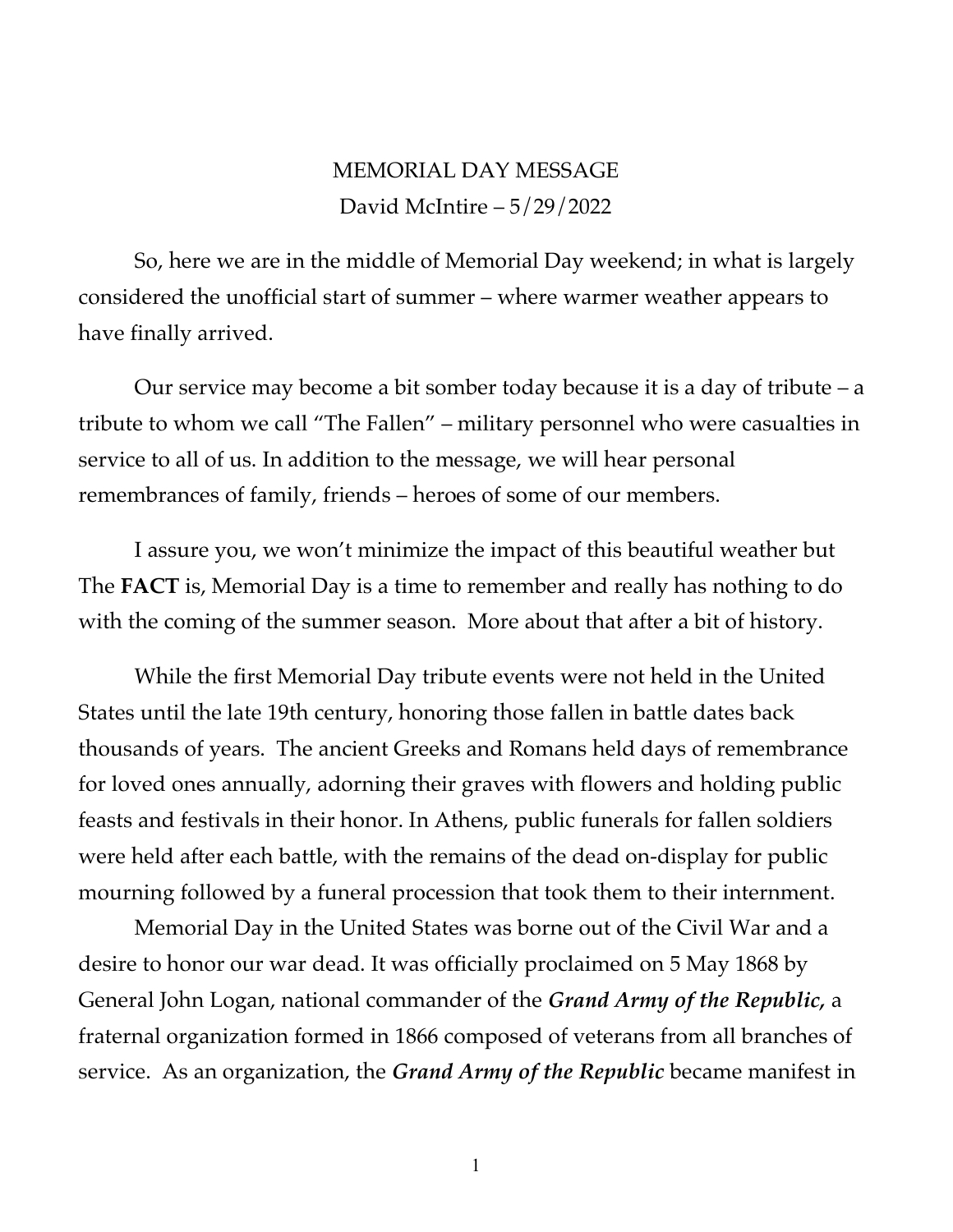# MEMORIAL DAY MESSAGE

David McIntire – 5/29/2022

So, here we are in the middle of Memorial Day weekend; in what is largely considered the unofficial start of summer – where warmer weather appears to have finally arrived.

Our service may become a bit somber today because it is a day of tribute – a tribute to whom we call "The Fallen" – military personnel who were casualties in service to all of us. In addition to the message, we will hear personal remembrances of family, friends – heroes of some of our members.

I assure you, we won't minimize the impact of this beautiful weather but The **FACT** is, Memorial Day is a time to remember and really has nothing to do with the coming of the summer season. More about that after a bit of history.

While the first Memorial Day tribute events were not held in the United States until the late 19th century, honoring those fallen in battle dates back thousands of years. The ancient Greeks and Romans held days of remembrance for loved ones annually, adorning their graves with flowers and holding public feasts and festivals in their honor. In Athens, public funerals for fallen soldiers were held after each battle, with the remains of the dead on-display for public mourning followed by a funeral procession that took them to their internment.

Memorial Day in the United States was borne out of the Civil War and a desire to honor our war dead. It was officially proclaimed on 5 May 1868 by General John Logan, national commander of the ***Grand Army of the Republic,*** a fraternal organization formed in 1866 composed of veterans from all branches of service. As an organization, the ***Grand Army of the Republic*** became manifest in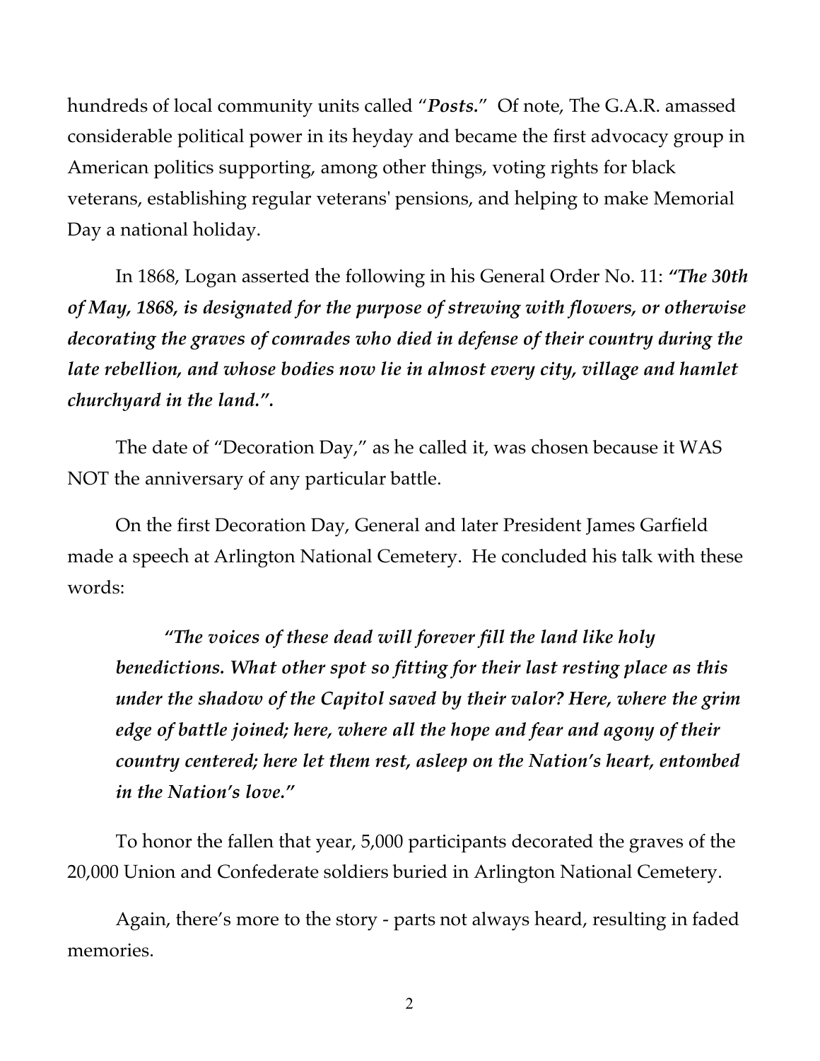hundreds of local community units called "***Posts.***" Of note, The G.A.R. amassed considerable political power in its heyday and became the first advocacy group in American politics supporting, among other things, voting rights for black veterans, establishing regular veterans' pensions, and helping to make Memorial Day a national holiday.

In 1868, Logan asserted the following in his General Order No. 11: ***"The 30th of May, 1868, is designated for the purpose of strewing with flowers, or otherwise decorating the graves of comrades who died in defense of their country during the late rebellion, and whose bodies now lie in almost every city, village and hamlet churchyard in the land.".***

The date of "Decoration Day," as he called it, was chosen because it WAS NOT the anniversary of any particular battle.

On the first Decoration Day, General and later President James Garfield made a speech at Arlington National Cemetery. He concluded his talk with these words:

> ***"The voices of these dead will forever fill the land like holy benedictions. What other spot so fitting for their last resting place as this under the shadow of the Capitol saved by their valor? Here, where the grim edge of battle joined; here, where all the hope and fear and agony of their country centered; here let them rest, asleep on the Nation's heart, entombed in the Nation's love."***

To honor the fallen that year, 5,000 participants decorated the graves of the 20,000 Union and Confederate soldiers buried in Arlington National Cemetery.

Again, there's more to the story - parts not always heard, resulting in faded memories.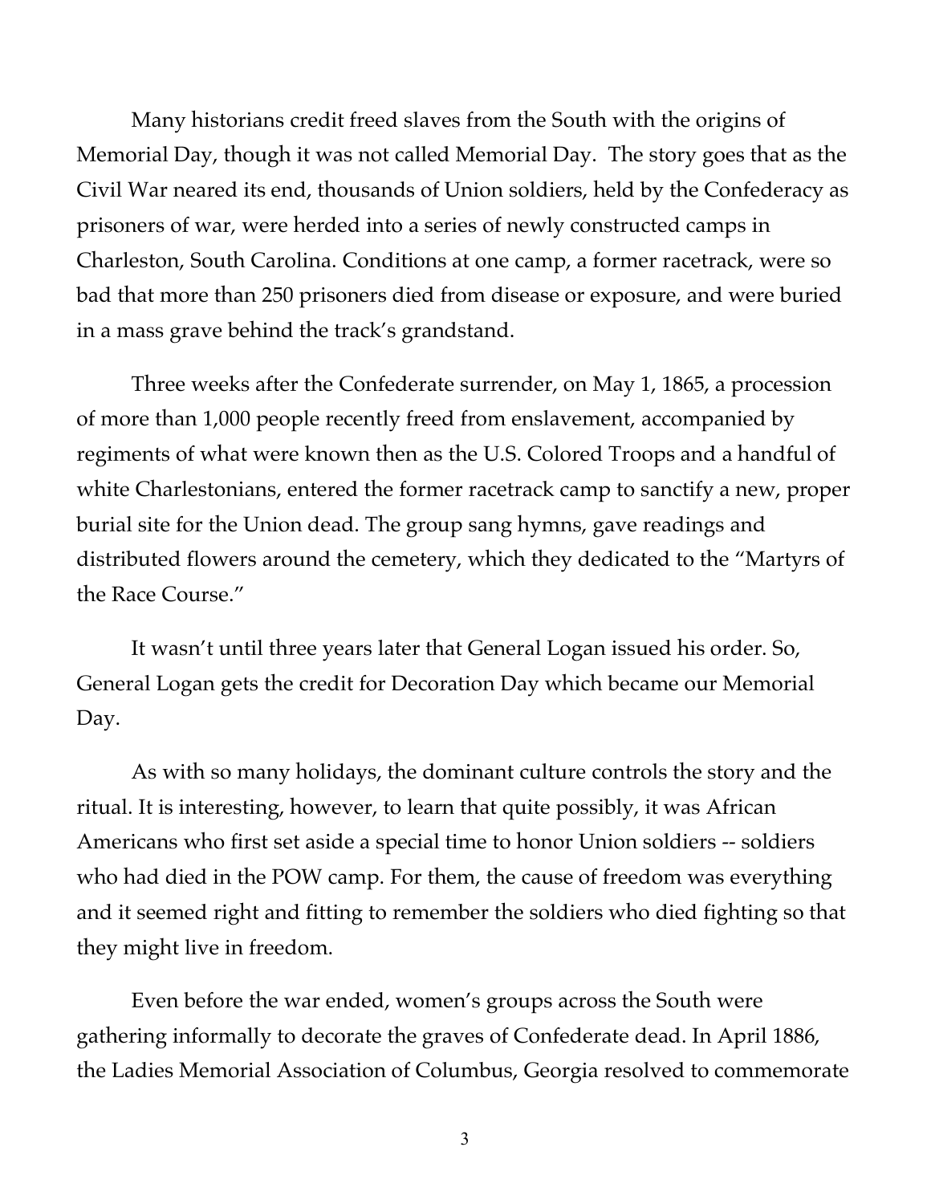Many historians credit freed slaves from the South with the origins of Memorial Day, though it was not called Memorial Day. The story goes that as the Civil War neared its end, thousands of Union soldiers, held by the Confederacy as prisoners of war, were herded into a series of newly constructed camps in Charleston, South Carolina. Conditions at one camp, a former racetrack, were so bad that more than 250 prisoners died from disease or exposure, and were buried in a mass grave behind the track's grandstand.

Three weeks after the Confederate surrender, on May 1, 1865, a procession of more than 1,000 people recently freed from enslavement, accompanied by regiments of what were known then as the U.S. Colored Troops and a handful of white Charlestonians, entered the former racetrack camp to sanctify a new, proper burial site for the Union dead. The group sang hymns, gave readings and distributed flowers around the cemetery, which they dedicated to the "Martyrs of the Race Course."

It wasn't until three years later that General Logan issued his order. So, General Logan gets the credit for Decoration Day which became our Memorial Day.

As with so many holidays, the dominant culture controls the story and the ritual. It is interesting, however, to learn that quite possibly, it was African Americans who first set aside a special time to honor Union soldiers -- soldiers who had died in the POW camp. For them, the cause of freedom was everything and it seemed right and fitting to remember the soldiers who died fighting so that they might live in freedom.

Even before the war ended, women's groups across the South were gathering informally to decorate the graves of Confederate dead. In April 1886, the Ladies Memorial Association of Columbus, Georgia resolved to commemorate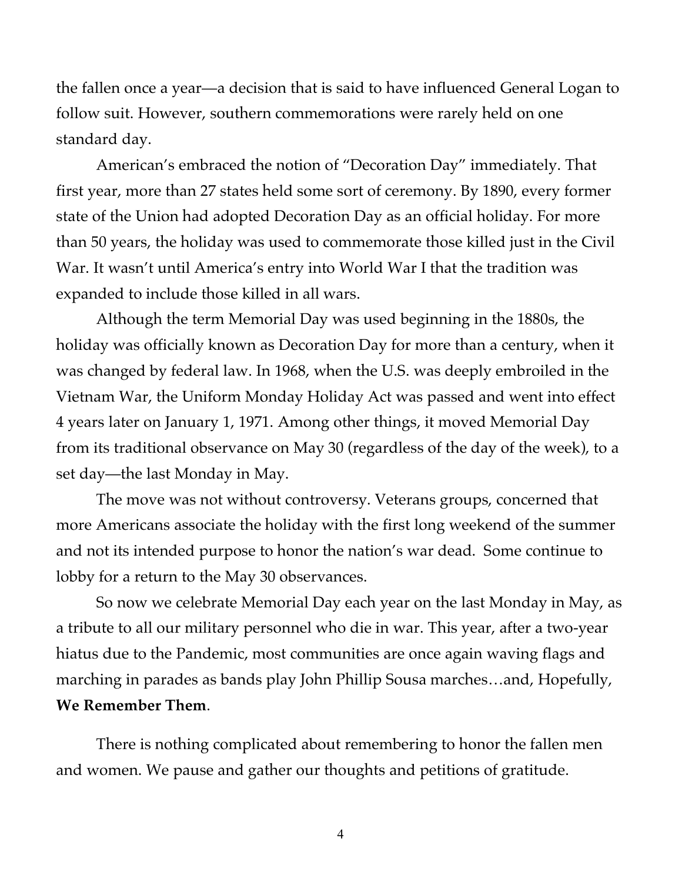the fallen once a year—a decision that is said to have influenced General Logan to follow suit. However, southern commemorations were rarely held on one standard day.

American's embraced the notion of "Decoration Day" immediately. That first year, more than 27 states held some sort of ceremony. By 1890, every former state of the Union had adopted Decoration Day as an official holiday. For more than 50 years, the holiday was used to commemorate those killed just in the Civil War. It wasn't until America's entry into World War I that the tradition was expanded to include those killed in all wars.

Although the term Memorial Day was used beginning in the 1880s, the holiday was officially known as Decoration Day for more than a century, when it was changed by federal law. In 1968, when the U.S. was deeply embroiled in the Vietnam War, the Uniform Monday Holiday Act was passed and went into effect 4 years later on January 1, 1971. Among other things, it moved Memorial Day from its traditional observance on May 30 (regardless of the day of the week), to a set day—the last Monday in May.

The move was not without controversy. Veterans groups, concerned that more Americans associate the holiday with the first long weekend of the summer and not its intended purpose to honor the nation's war dead. Some continue to lobby for a return to the May 30 observances.

So now we celebrate Memorial Day each year on the last Monday in May, as a tribute to all our military personnel who die in war. This year, after a two-year hiatus due to the Pandemic, most communities are once again waving flags and marching in parades as bands play John Phillip Sousa marches…and, Hopefully, **We Remember Them**.

There is nothing complicated about remembering to honor the fallen men and women. We pause and gather our thoughts and petitions of gratitude.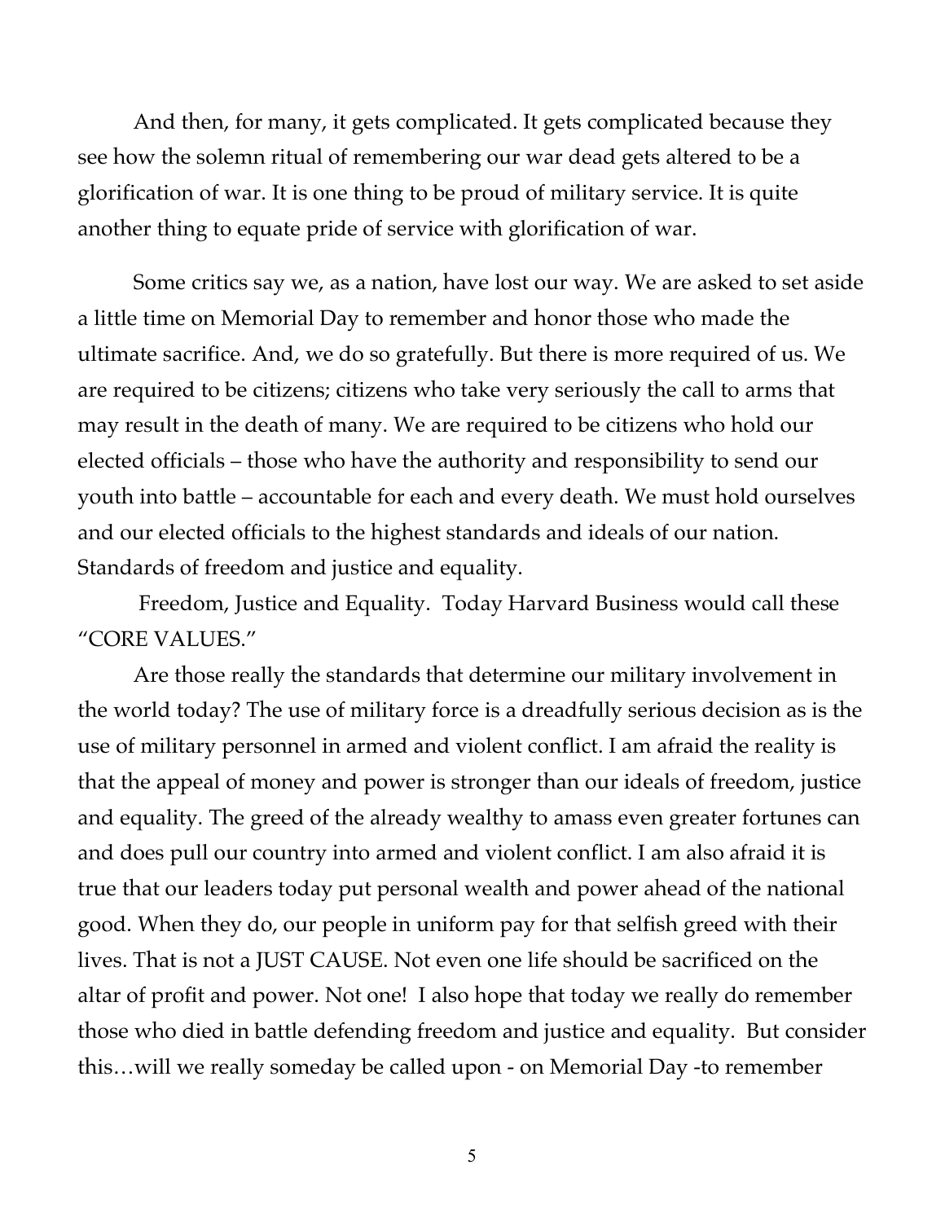And then, for many, it gets complicated. It gets complicated because they see how the solemn ritual of remembering our war dead gets altered to be a glorification of war. It is one thing to be proud of military service. It is quite another thing to equate pride of service with glorification of war.

Some critics say we, as a nation, have lost our way. We are asked to set aside a little time on Memorial Day to remember and honor those who made the ultimate sacrifice. And, we do so gratefully. But there is more required of us. We are required to be citizens; citizens who take very seriously the call to arms that may result in the death of many. We are required to be citizens who hold our elected officials – those who have the authority and responsibility to send our youth into battle – accountable for each and every death. We must hold ourselves and our elected officials to the highest standards and ideals of our nation. Standards of freedom and justice and equality.

Freedom, Justice and Equality. Today Harvard Business would call these "CORE VALUES."

Are those really the standards that determine our military involvement in the world today? The use of military force is a dreadfully serious decision as is the use of military personnel in armed and violent conflict. I am afraid the reality is that the appeal of money and power is stronger than our ideals of freedom, justice and equality. The greed of the already wealthy to amass even greater fortunes can and does pull our country into armed and violent conflict. I am also afraid it is true that our leaders today put personal wealth and power ahead of the national good. When they do, our people in uniform pay for that selfish greed with their lives. That is not a JUST CAUSE. Not even one life should be sacrificed on the altar of profit and power. Not one! I also hope that today we really do remember those who died in battle defending freedom and justice and equality. But consider this…will we really someday be called upon - on Memorial Day -to remember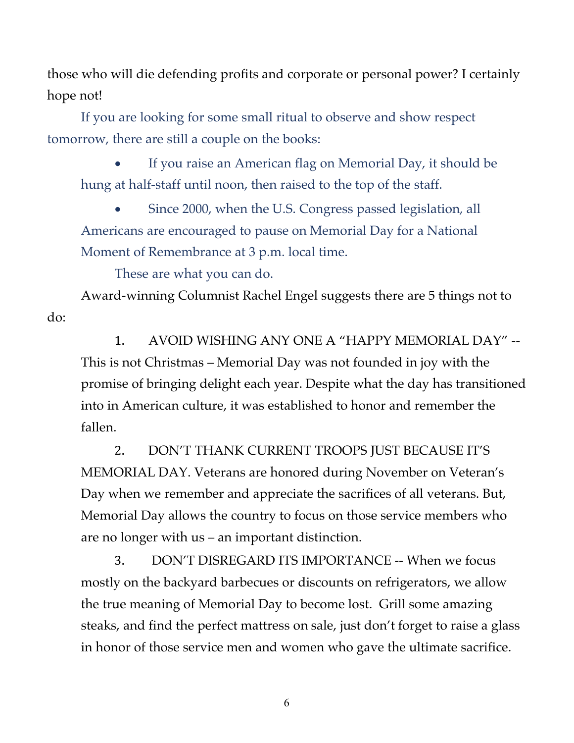those who will die defending profits and corporate or personal power? I certainly hope not!

If you are looking for some small ritual to observe and show respect tomorrow, there are still a couple on the books:

- If you raise an American flag on Memorial Day, it should be hung at half-staff until noon, then raised to the top of the staff.
- Since 2000, when the U.S. Congress passed legislation, all Americans are encouraged to pause on Memorial Day for a National Moment of Remembrance at 3 p.m. local time.

These are what you can do.

Award-winning Columnist Rachel Engel suggests there are 5 things not to do:

1. AVOID WISHING ANY ONE A "HAPPY MEMORIAL DAY" -- This is not Christmas – Memorial Day was not founded in joy with the promise of bringing delight each year. Despite what the day has transitioned into in American culture, it was established to honor and remember the fallen.

2. DON'T THANK CURRENT TROOPS JUST BECAUSE IT'S MEMORIAL DAY. Veterans are honored during November on Veteran's Day when we remember and appreciate the sacrifices of all veterans. But, Memorial Day allows the country to focus on those service members who are no longer with us – an important distinction.

3. DON'T DISREGARD ITS IMPORTANCE -- When we focus mostly on the backyard barbecues or discounts on refrigerators, we allow the true meaning of Memorial Day to become lost. Grill some amazing steaks, and find the perfect mattress on sale, just don't forget to raise a glass in honor of those service men and women who gave the ultimate sacrifice.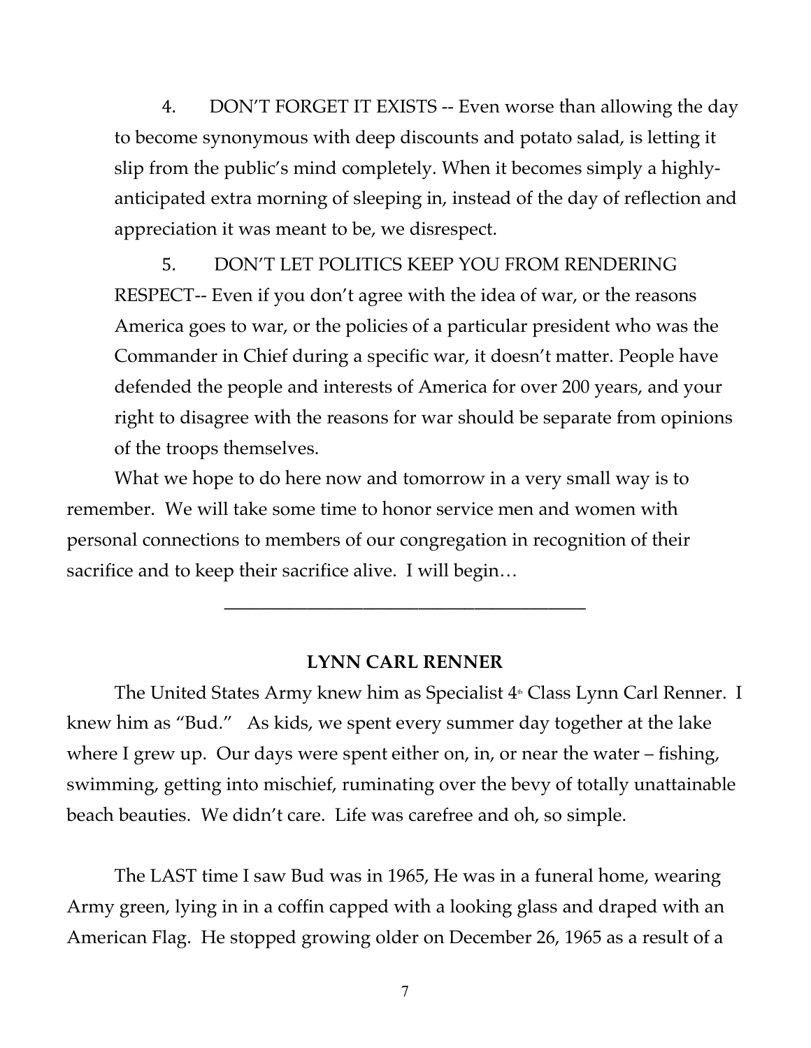4. DON'T FORGET IT EXISTS -- Even worse than allowing the day to become synonymous with deep discounts and potato salad, is letting it slip from the public's mind completely. When it becomes simply a highly-anticipated extra morning of sleeping in, instead of the day of reflection and appreciation it was meant to be, we disrespect.

5. DON'T LET POLITICS KEEP YOU FROM RENDERING RESPECT-- Even if you don't agree with the idea of war, or the reasons America goes to war, or the policies of a particular president who was the Commander in Chief during a specific war, it doesn't matter. People have defended the people and interests of America for over 200 years, and your right to disagree with the reasons for war should be separate from opinions of the troops themselves.

What we hope to do here now and tomorrow in a very small way is to remember. We will take some time to honor service men and women with personal connections to members of our congregation in recognition of their sacrifice and to keep their sacrifice alive. I will begin…

---

**LYNN CARL RENNER**

The United States Army knew him as Specialist 4th Class Lynn Carl Renner. I knew him as "Bud." As kids, we spent every summer day together at the lake where I grew up. Our days were spent either on, in, or near the water – fishing, swimming, getting into mischief, ruminating over the bevy of totally unattainable beach beauties. We didn't care. Life was carefree and oh, so simple.

The LAST time I saw Bud was in 1965, He was in a funeral home, wearing Army green, lying in in a coffin capped with a looking glass and draped with an American Flag. He stopped growing older on December 26, 1965 as a result of a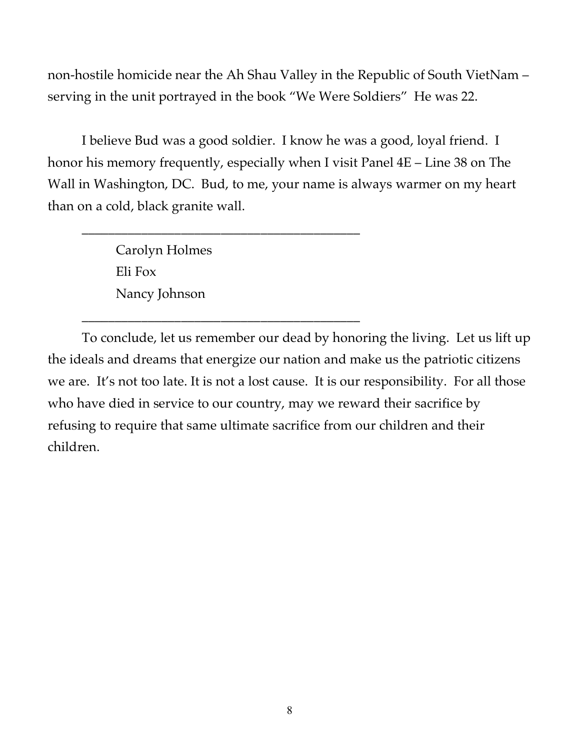non-hostile homicide near the Ah Shau Valley in the Republic of South VietNam – serving in the unit portrayed in the book "We Were Soldiers" He was 22.

I believe Bud was a good soldier. I know he was a good, loyal friend. I honor his memory frequently, especially when I visit Panel 4E – Line 38 on The Wall in Washington, DC. Bud, to me, your name is always warmer on my heart than on a cold, black granite wall.

---

Carolyn Holmes
Eli Fox
Nancy Johnson

---

To conclude, let us remember our dead by honoring the living. Let us lift up the ideals and dreams that energize our nation and make us the patriotic citizens we are. It's not too late. It is not a lost cause. It is our responsibility. For all those who have died in service to our country, may we reward their sacrifice by refusing to require that same ultimate sacrifice from our children and their children.